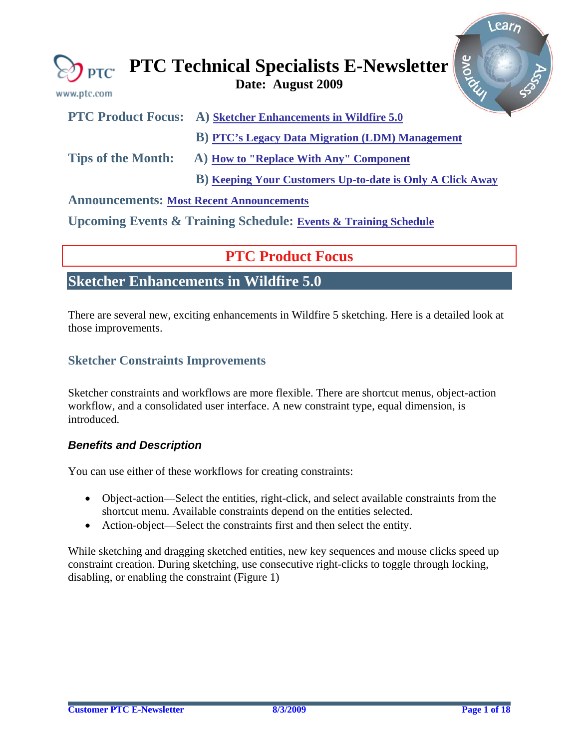# PTC Technical Specialists E-Newsletter

**Date: August 2009**

**PTC Product Focus:** A) [Sketcher Enhancements in Wildfire 5.0]

B) [PTC's Legacy Data Migration (LDM) Management]

**Tips of the Month:** A) [How to "Replace With Any" Component]

B) [Keeping Your Customers Up-to-date is Only A Click Away]

**Announcements:** [Most Recent Announcements]

**Upcoming Events & Training Schedule:** [Events & Training Schedule]

## PTC Product Focus

## Sketcher Enhancements in Wildfire 5.0

There are several new, exciting enhancements in Wildfire 5 sketching. Here is a detailed look at those improvements.

### Sketcher Constraints Improvements

Sketcher constraints and workflows are more flexible. There are shortcut menus, object-action workflow, and a consolidated user interface. A new constraint type, equal dimension, is introduced.

#### *Benefits and Description*

You can use either of these workflows for creating constraints:

- Object-action—Select the entities, right-click, and select available constraints from the shortcut menu. Available constraints depend on the entities selected.
- Action-object—Select the constraints first and then select the entity.

While sketching and dragging sketched entities, new key sequences and mouse clicks speed up constraint creation. During sketching, use consecutive right-clicks to toggle through locking, disabling, or enabling the constraint (Figure 1)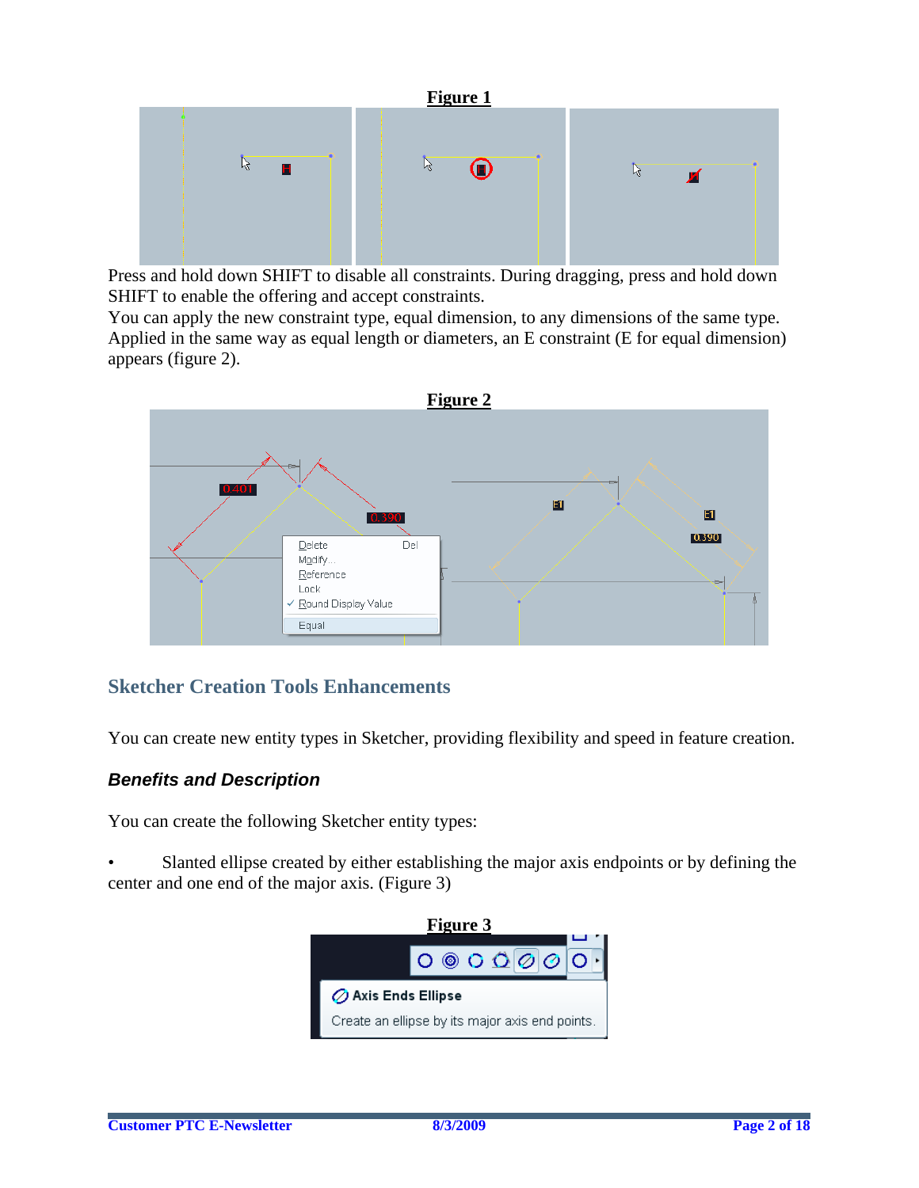**Figure 1**

Press and hold down SHIFT to disable all constraints. During dragging, press and hold down SHIFT to enable the offering and accept constraints.

You can apply the new constraint type, equal dimension, to any dimensions of the same type. Applied in the same way as equal length or diameters, an E constraint (E for equal dimension) appears (figure 2).

**Figure 2**

## Sketcher Creation Tools Enhancements

You can create new entity types in Sketcher, providing flexibility and speed in feature creation.

### *Benefits and Description*

You can create the following Sketcher entity types:

- Slanted ellipse created by either establishing the major axis endpoints or by defining the center and one end of the major axis. (Figure 3)

**Figure 3**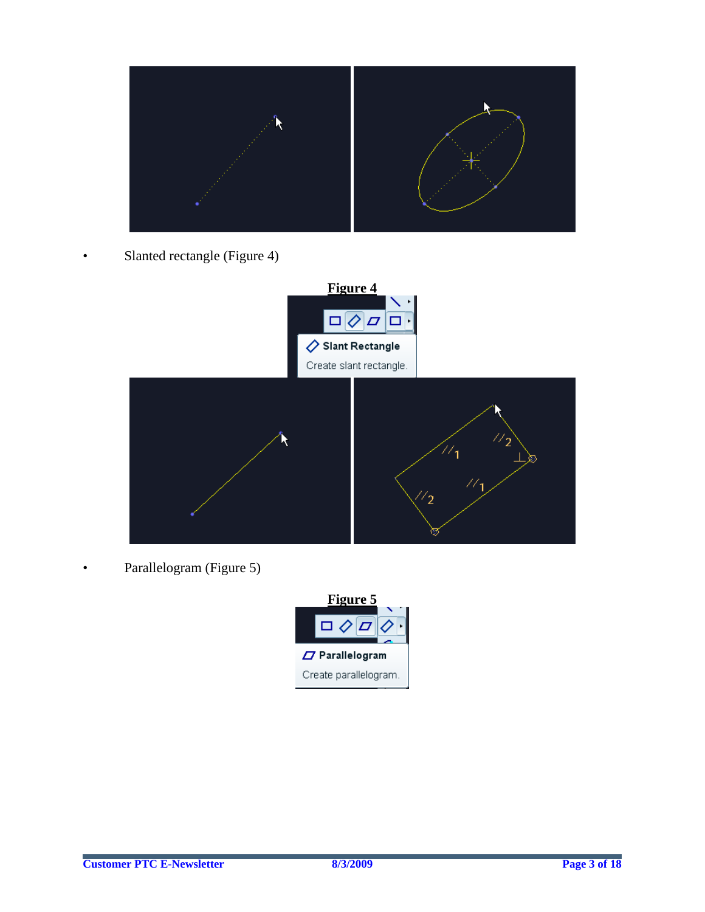- Slanted rectangle (Figure 4)

**Figure 4**

- Parallelogram (Figure 5)

**Figure 5**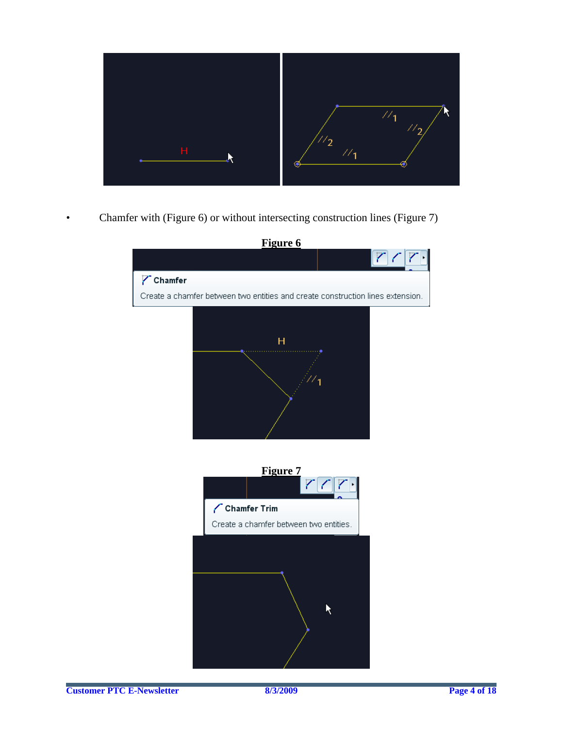- Chamfer with (Figure 6) or without intersecting construction lines (Figure 7)

**Figure 6**

**Figure 7**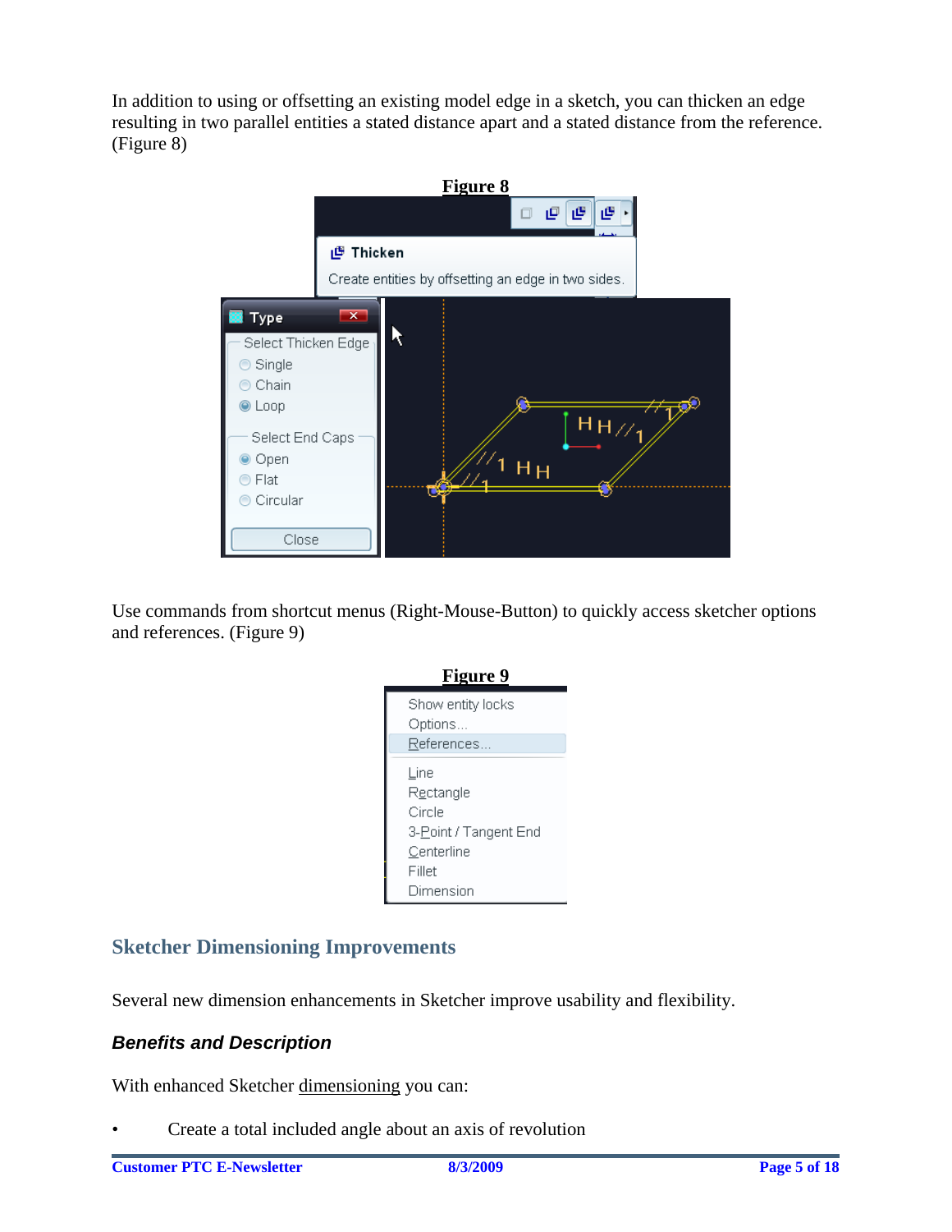In addition to using or offsetting an existing model edge in a sketch, you can thicken an edge resulting in two parallel entities a stated distance apart and a stated distance from the reference. (Figure 8)

**Figure 8**

Use commands from shortcut menus (Right-Mouse-Button) to quickly access sketcher options and references. (Figure 9)

**Figure 9**

## Sketcher Dimensioning Improvements

Several new dimension enhancements in Sketcher improve usability and flexibility.

### *Benefits and Description*

With enhanced Sketcher dimensioning you can:

- Create a total included angle about an axis of revolution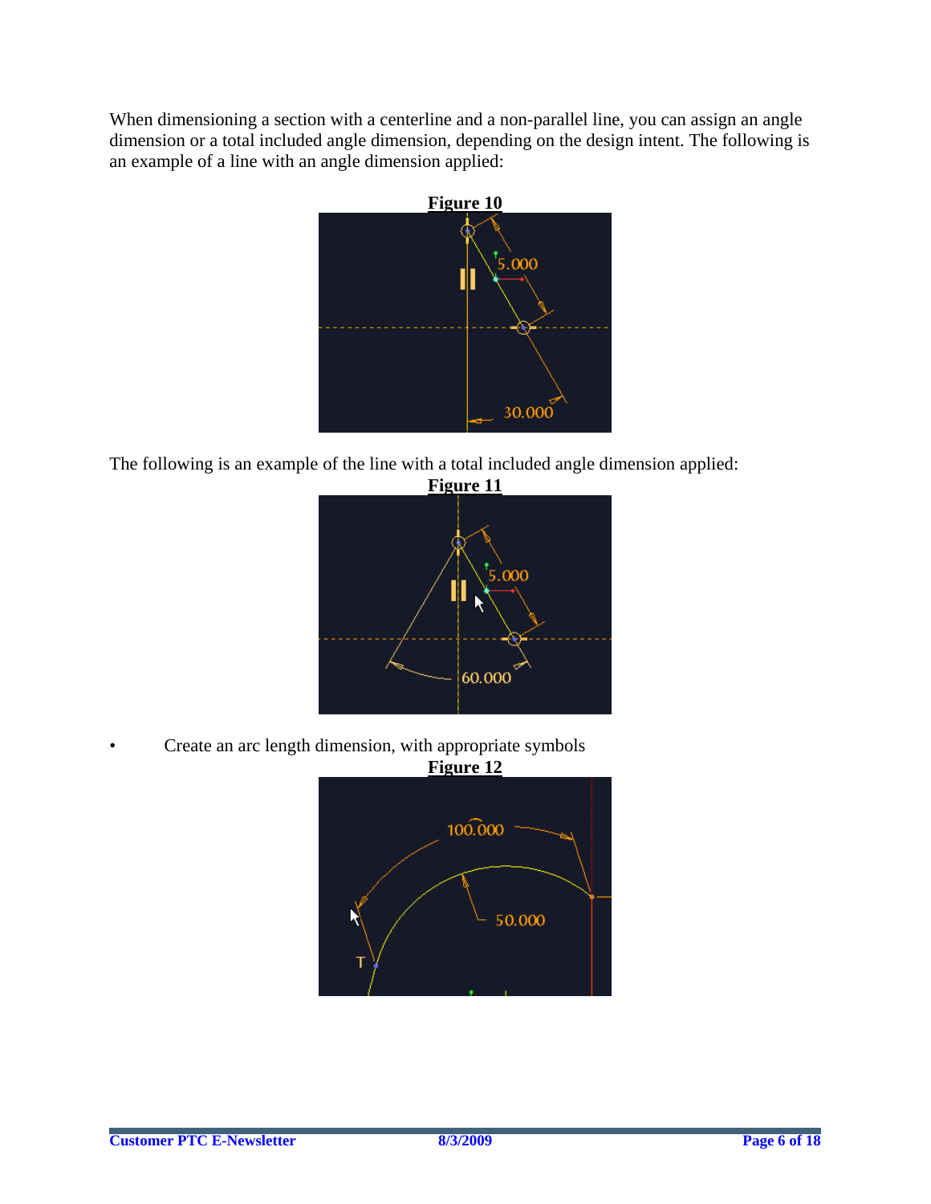When dimensioning a section with a centerline and a non-parallel line, you can assign an angle dimension or a total included angle dimension, depending on the design intent. The following is an example of a line with an angle dimension applied:

**Figure 10**

The following is an example of the line with a total included angle dimension applied:

**Figure 11**

- Create an arc length dimension, with appropriate symbols

**Figure 12**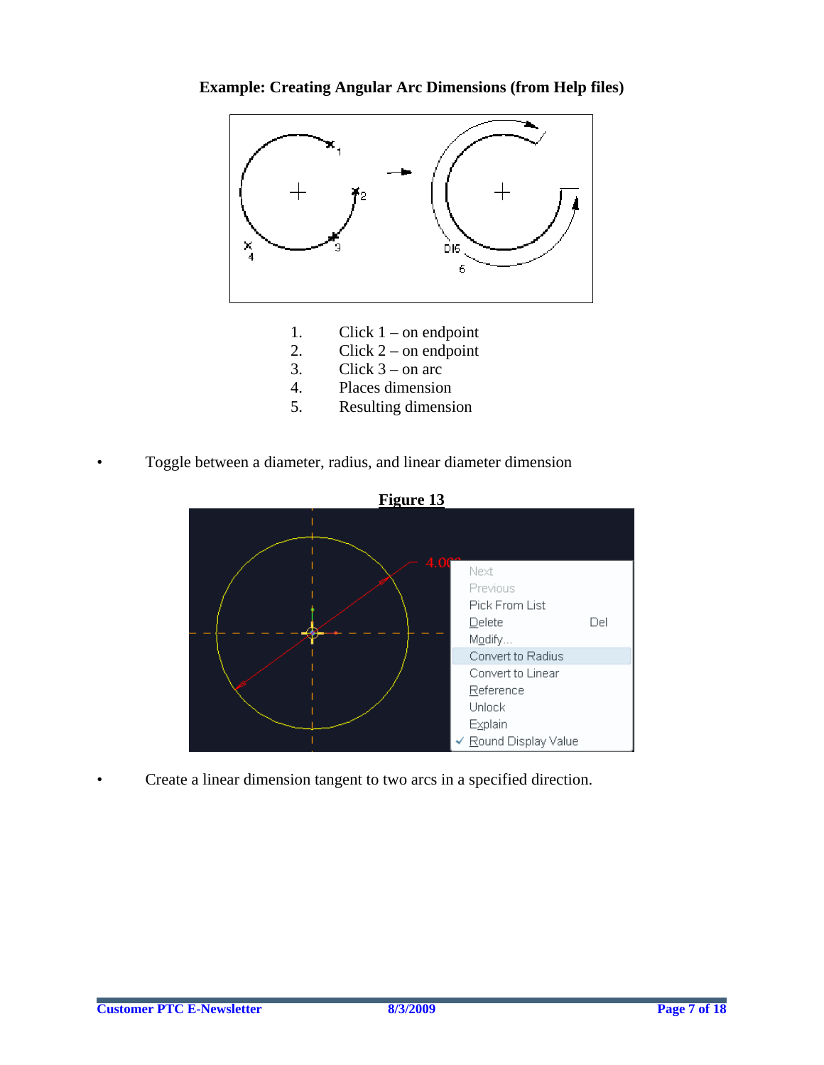**Example: Creating Angular Arc Dimensions (from Help files)**

1. Click 1 – on endpoint
2. Click 2 – on endpoint
3. Click 3 – on arc
4. Places dimension
5. Resulting dimension

- Toggle between a diameter, radius, and linear diameter dimension

**Figure 13**

- Create a linear dimension tangent to two arcs in a specified direction.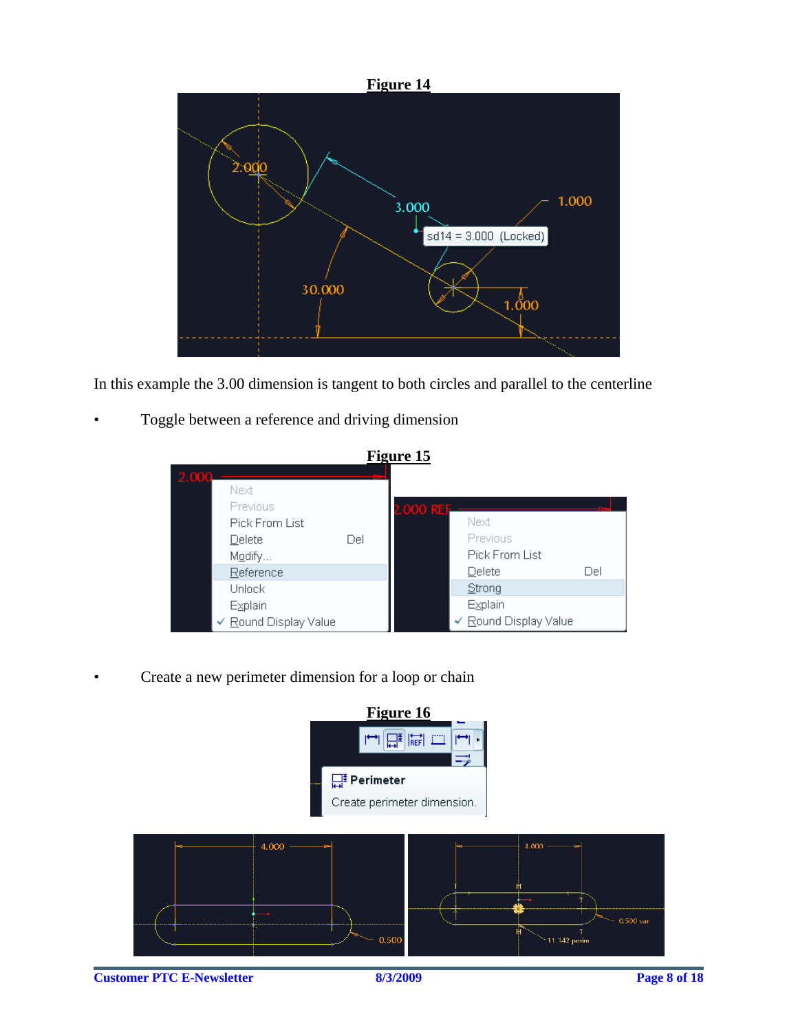**Figure 14**

In this example the 3.00 dimension is tangent to both circles and parallel to the centerline

- Toggle between a reference and driving dimension

**Figure 15**

- Create a new perimeter dimension for a loop or chain

**Figure 16**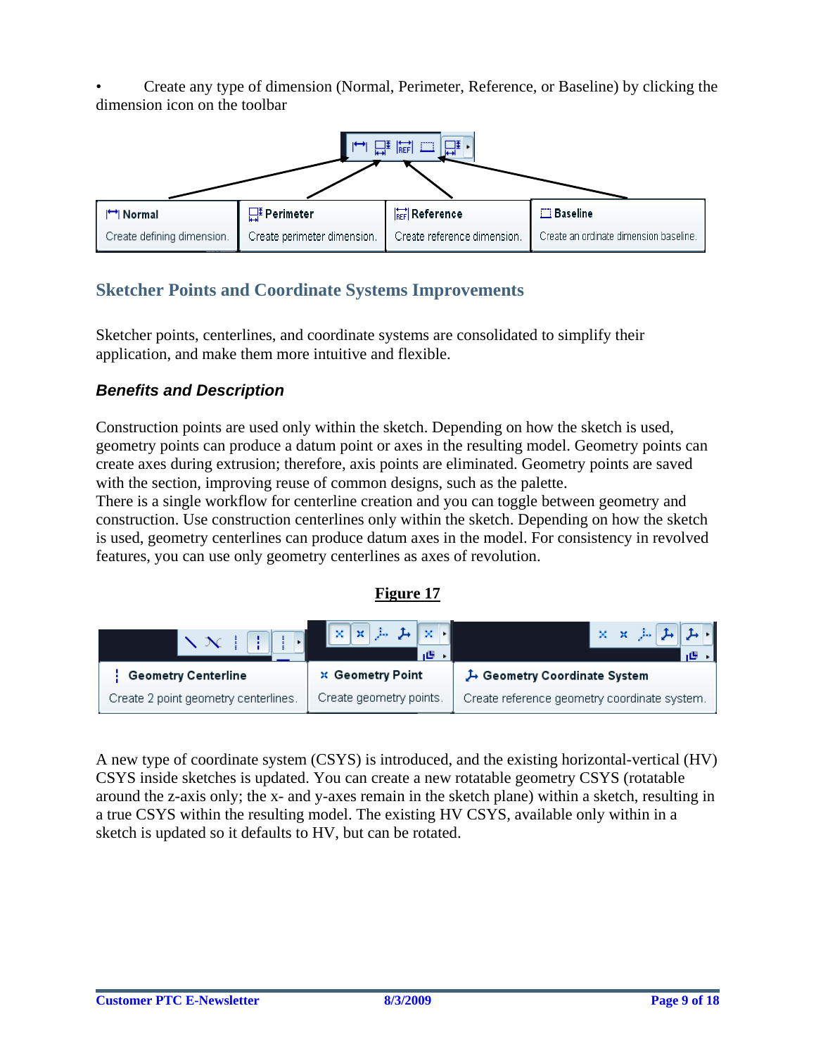- Create any type of dimension (Normal, Perimeter, Reference, or Baseline) by clicking the dimension icon on the toolbar

| Normal | Perimeter | Reference | Baseline |
| --- | --- | --- | --- |
| Create defining dimension. | Create perimeter dimension. | Create reference dimension. | Create an ordinate dimension baseline. |

## Sketcher Points and Coordinate Systems Improvements

Sketcher points, centerlines, and coordinate systems are consolidated to simplify their application, and make them more intuitive and flexible.

### *Benefits and Description*

Construction points are used only within the sketch. Depending on how the sketch is used, geometry points can produce a datum point or axes in the resulting model. Geometry points can create axes during extrusion; therefore, axis points are eliminated. Geometry points are saved with the section, improving reuse of common designs, such as the palette.
There is a single workflow for centerline creation and you can toggle between geometry and construction. Use construction centerlines only within the sketch. Depending on how the sketch is used, geometry centerlines can produce datum axes in the model. For consistency in revolved features, you can use only geometry centerlines as axes of revolution.

**Figure 17**

| Geometry Centerline | Geometry Point | Geometry Coordinate System |
| --- | --- | --- |
| Create 2 point geometry centerlines. | Create geometry points. | Create reference geometry coordinate system. |

A new type of coordinate system (CSYS) is introduced, and the existing horizontal-vertical (HV) CSYS inside sketches is updated. You can create a new rotatable geometry CSYS (rotatable around the z-axis only; the x- and y-axes remain in the sketch plane) within a sketch, resulting in a true CSYS within the resulting model. The existing HV CSYS, available only within in a sketch is updated so it defaults to HV, but can be rotated.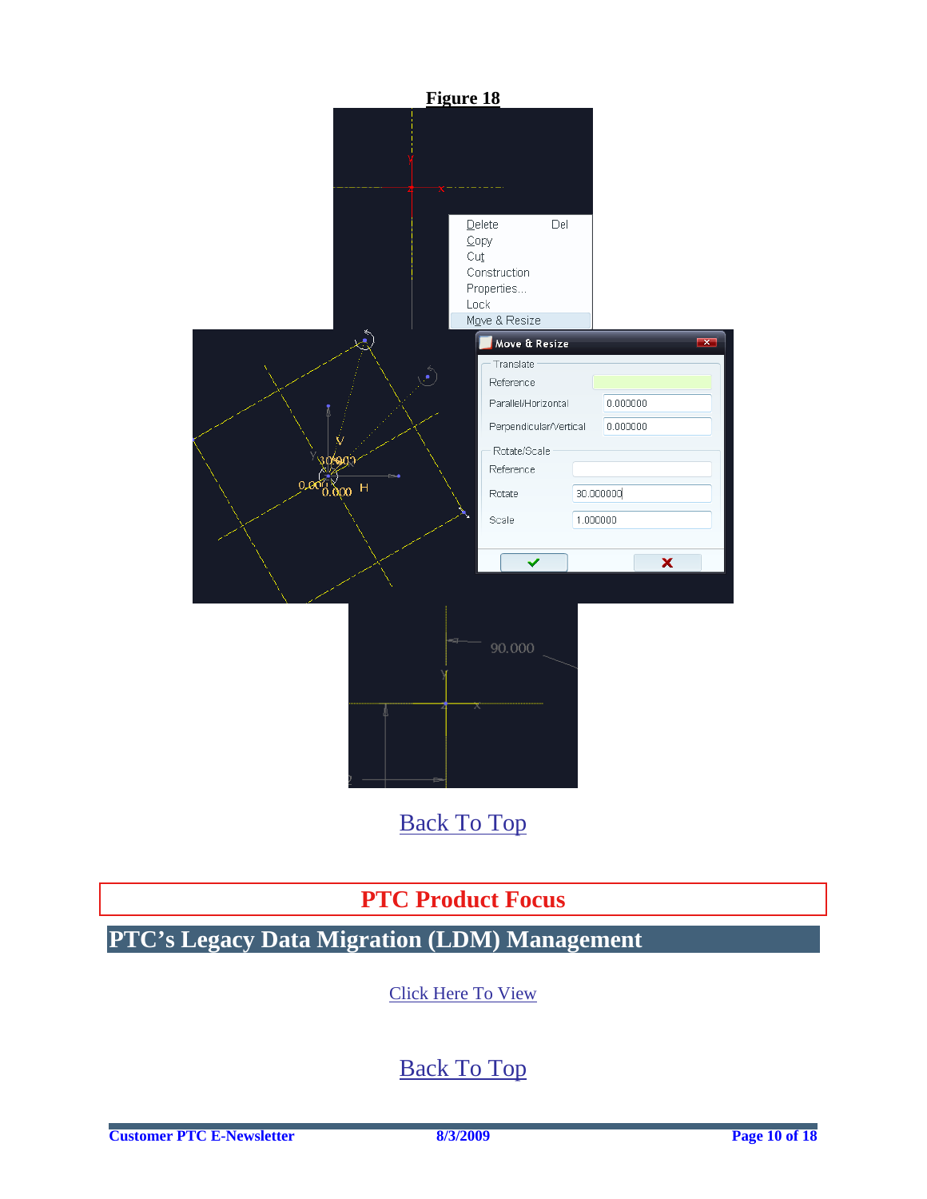**Figure 18**

[Back To Top](#)

## PTC Product Focus

## PTC's Legacy Data Migration (LDM) Management

[Click Here To View](#)

[Back To Top](#)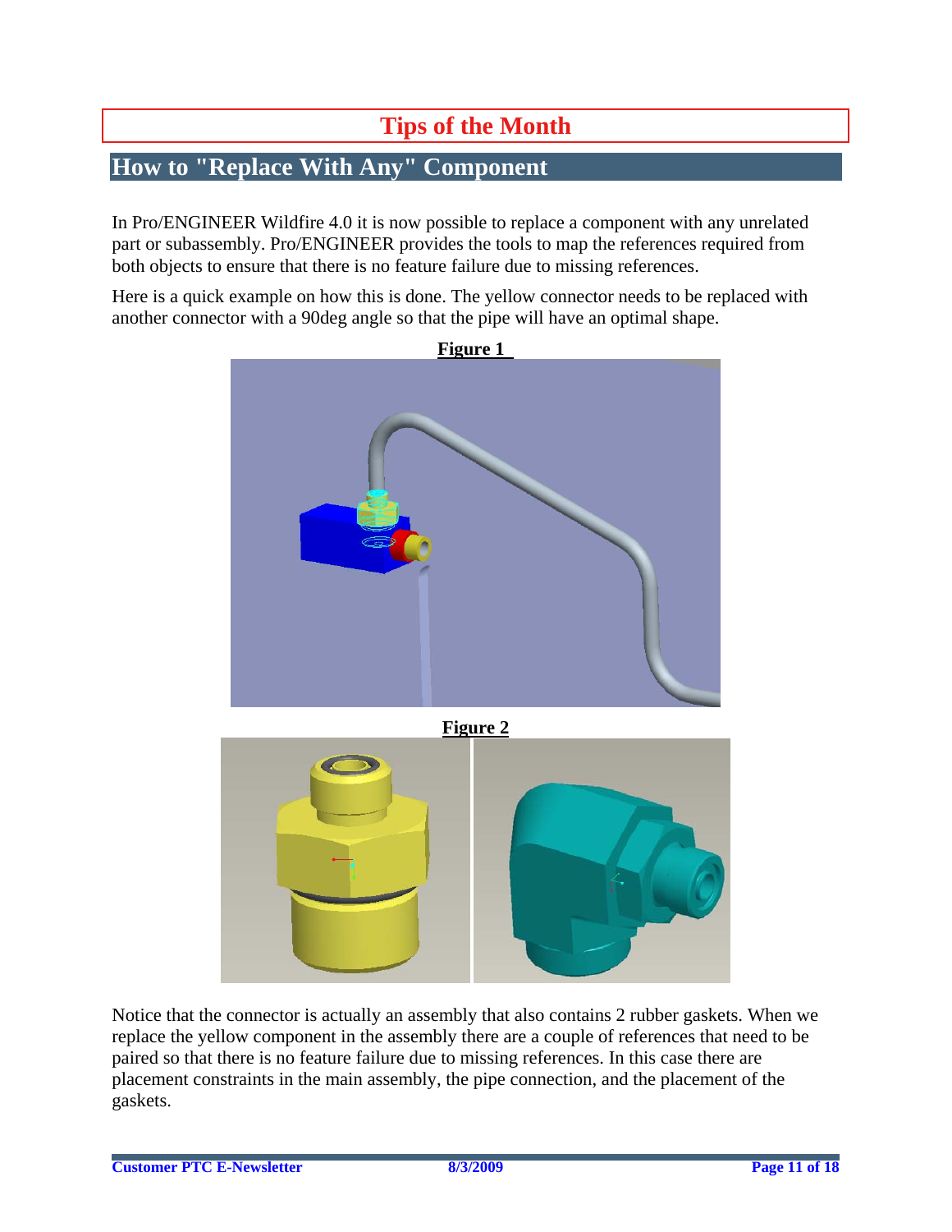# Tips of the Month

## How to "Replace With Any" Component

In Pro/ENGINEER Wildfire 4.0 it is now possible to replace a component with any unrelated part or subassembly. Pro/ENGINEER provides the tools to map the references required from both objects to ensure that there is no feature failure due to missing references.

Here is a quick example on how this is done. The yellow connector needs to be replaced with another connector with a 90deg angle so that the pipe will have an optimal shape.

**Figure 1**

**Figure 2**

Notice that the connector is actually an assembly that also contains 2 rubber gaskets. When we replace the yellow component in the assembly there are a couple of references that need to be paired so that there is no feature failure due to missing references. In this case there are placement constraints in the main assembly, the pipe connection, and the placement of the gaskets.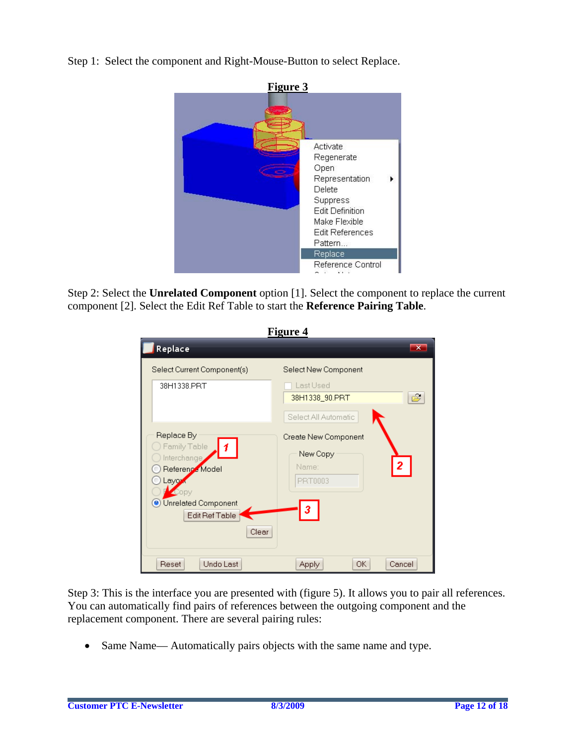Step 1: Select the component and Right-Mouse-Button to select Replace.

**Figure 3**

Step 2: Select the **Unrelated Component** option [1]. Select the component to replace the current component [2]. Select the Edit Ref Table to start the **Reference Pairing Table**.

**Figure 4**

Step 3: This is the interface you are presented with (figure 5). It allows you to pair all references. You can automatically find pairs of references between the outgoing component and the replacement component. There are several pairing rules:

- Same Name— Automatically pairs objects with the same name and type.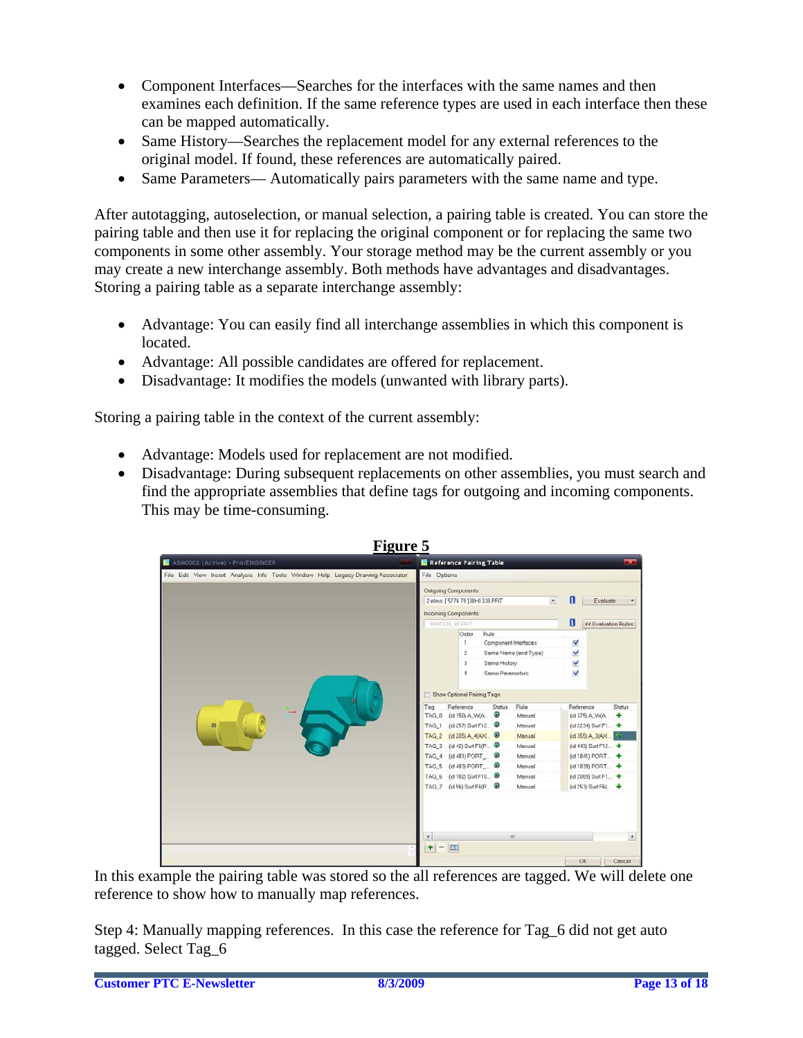- Component Interfaces—Searches for the interfaces with the same names and then examines each definition. If the same reference types are used in each interface then these can be mapped automatically.
- Same History—Searches the replacement model for any external references to the original model. If found, these references are automatically paired.
- Same Parameters— Automatically pairs parameters with the same name and type.

After autotagging, autoselection, or manual selection, a pairing table is created. You can store the pairing table and then use it for replacing the original component or for replacing the same two components in some other assembly. Your storage method may be the current assembly or you may create a new interchange assembly. Both methods have advantages and disadvantages. Storing a pairing table as a separate interchange assembly:

- Advantage: You can easily find all interchange assemblies in which this component is located.
- Advantage: All possible candidates are offered for replacement.
- Disadvantage: It modifies the models (unwanted with library parts).

Storing a pairing table in the context of the current assembly:

- Advantage: Models used for replacement are not modified.
- Disadvantage: During subsequent replacements on other assemblies, you must search and find the appropriate assemblies that define tags for outgoing and incoming components. This may be time-consuming.

**Figure 5**

In this example the pairing table was stored so the all references are tagged. We will delete one reference to show how to manually map references.

Step 4: Manually mapping references. In this case the reference for Tag_6 did not get auto tagged. Select Tag_6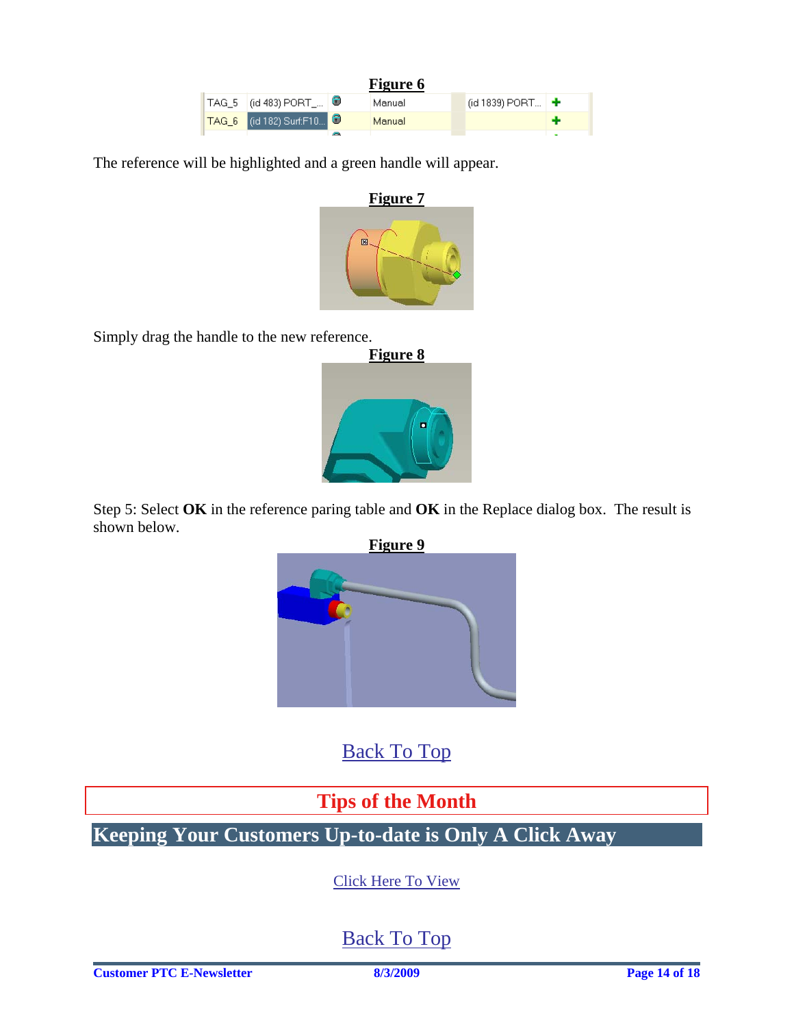**Figure 6**

| TAG_5 | (id 483) PORT_... | | Manual | (id 1839) PORT... | ✚ |
|---|---|---|---|---|---|
| TAG_6 | (id 182) Surf:F10... | | Manual | | ✚ |

The reference will be highlighted and a green handle will appear.

**Figure 7**

Simply drag the handle to the new reference.

**Figure 8**

Step 5: Select **OK** in the reference paring table and **OK** in the Replace dialog box. The result is shown below.

**Figure 9**

Back To Top

## Tips of the Month

## Keeping Your Customers Up-to-date is Only A Click Away

Click Here To View

Back To Top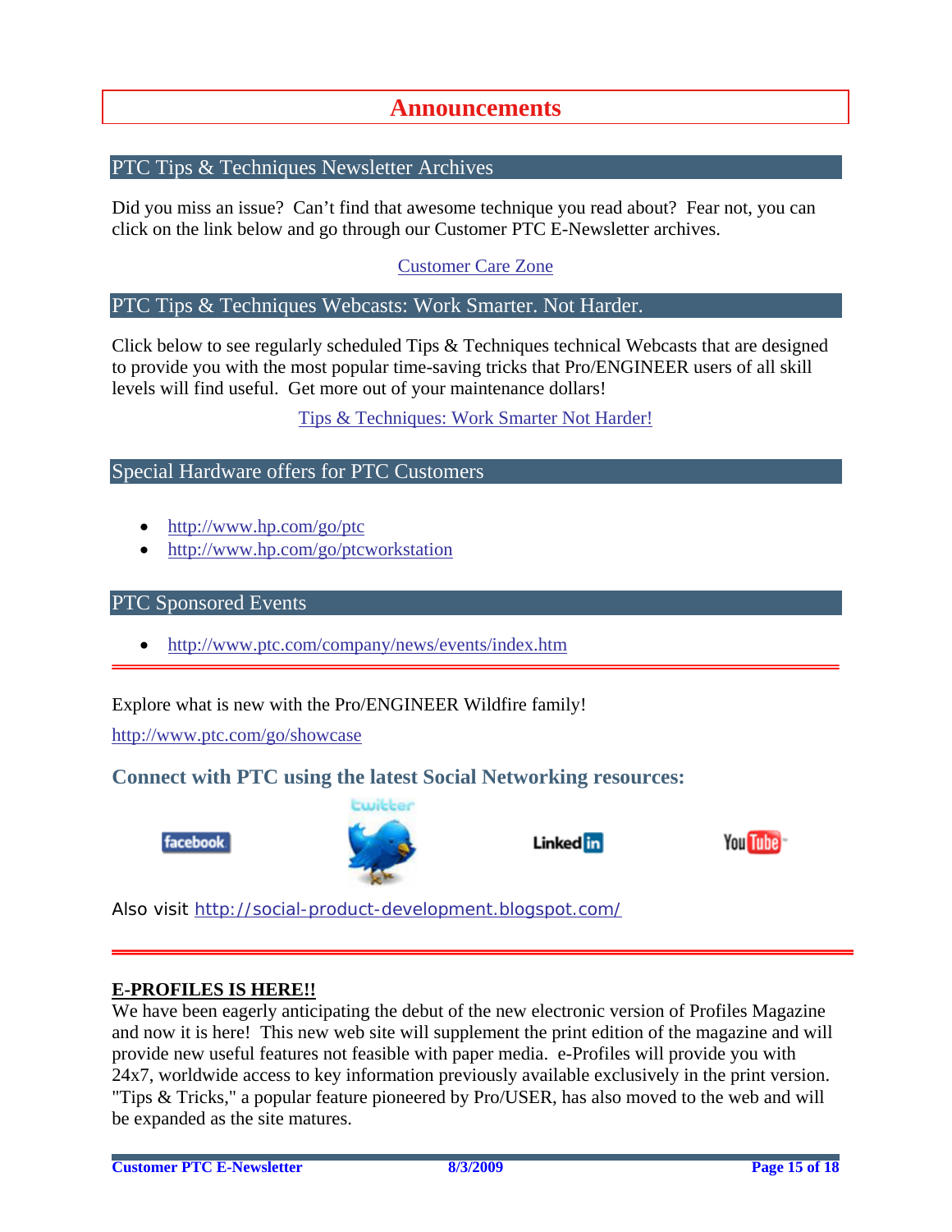# Announcements

## PTC Tips & Techniques Newsletter Archives

Did you miss an issue? Can't find that awesome technique you read about? Fear not, you can click on the link below and go through our Customer PTC E-Newsletter archives.

Customer Care Zone

## PTC Tips & Techniques Webcasts: Work Smarter. Not Harder.

Click below to see regularly scheduled Tips & Techniques technical Webcasts that are designed to provide you with the most popular time-saving tricks that Pro/ENGINEER users of all skill levels will find useful. Get more out of your maintenance dollars!

Tips & Techniques: Work Smarter Not Harder!

## Special Hardware offers for PTC Customers

- http://www.hp.com/go/ptc
- http://www.hp.com/go/ptcworkstation

## PTC Sponsored Events

- http://www.ptc.com/company/news/events/index.htm

---

Explore what is new with the Pro/ENGINEER Wildfire family!

http://www.ptc.com/go/showcase

### Connect with PTC using the latest Social Networking resources:

facebook | twitter | LinkedIn | YouTube

Also visit http://social-product-development.blogspot.com/

---

**E-PROFILES IS HERE!!**

We have been eagerly anticipating the debut of the new electronic version of Profiles Magazine and now it is here! This new web site will supplement the print edition of the magazine and will provide new useful features not feasible with paper media. e-Profiles will provide you with 24x7, worldwide access to key information previously available exclusively in the print version. "Tips & Tricks," a popular feature pioneered by Pro/USER, has also moved to the web and will be expanded as the site matures.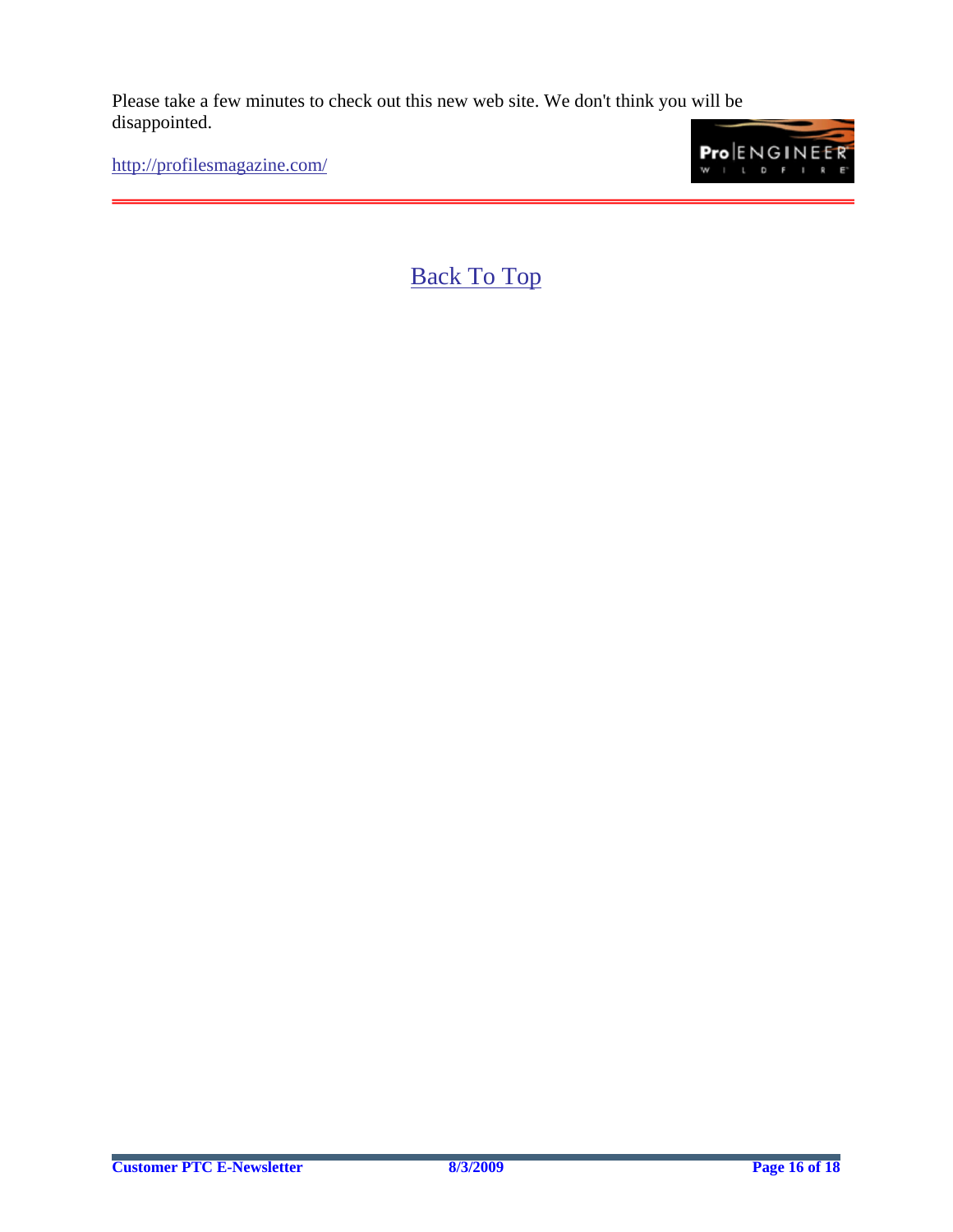Please take a few minutes to check out this new web site. We don't think you will be disappointed.

http://profilesmagazine.com/

---

Back To Top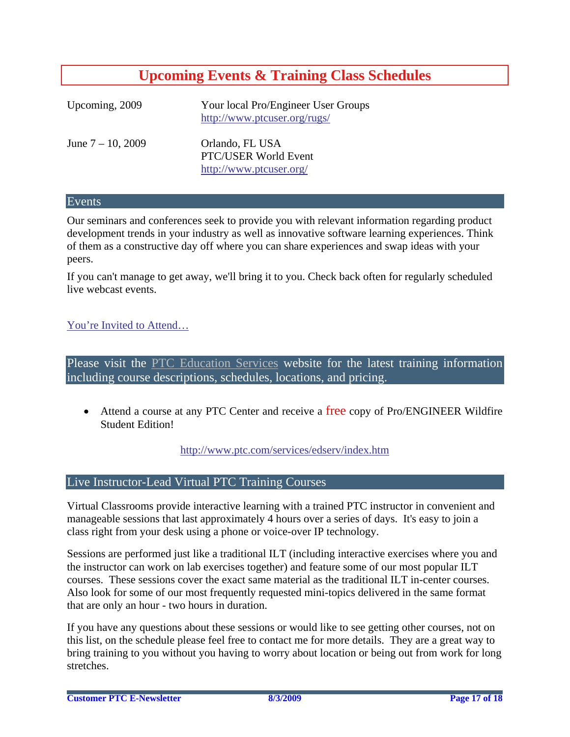# Upcoming Events & Training Class Schedules

| | |
|---|---|
| Upcoming, 2009 | Your local Pro/Engineer User Groups<br>http://www.ptcuser.org/rugs/ |
| June 7 – 10, 2009 | Orlando, FL USA<br>PTC/USER World Event<br>http://www.ptcuser.org/ |

## Events

Our seminars and conferences seek to provide you with relevant information regarding product development trends in your industry as well as innovative software learning experiences. Think of them as a constructive day off where you can share experiences and swap ideas with your peers.

If you can't manage to get away, we'll bring it to you. Check back often for regularly scheduled live webcast events.

You're Invited to Attend…

## Please visit the PTC Education Services website for the latest training information including course descriptions, schedules, locations, and pricing.

- Attend a course at any PTC Center and receive a free copy of Pro/ENGINEER Wildfire Student Edition!

http://www.ptc.com/services/edserv/index.htm

## Live Instructor-Lead Virtual PTC Training Courses

Virtual Classrooms provide interactive learning with a trained PTC instructor in convenient and manageable sessions that last approximately 4 hours over a series of days. It's easy to join a class right from your desk using a phone or voice-over IP technology.

Sessions are performed just like a traditional ILT (including interactive exercises where you and the instructor can work on lab exercises together) and feature some of our most popular ILT courses. These sessions cover the exact same material as the traditional ILT in-center courses. Also look for some of our most frequently requested mini-topics delivered in the same format that are only an hour - two hours in duration.

If you have any questions about these sessions or would like to see getting other courses, not on this list, on the schedule please feel free to contact me for more details. They are a great way to bring training to you without you having to worry about location or being out from work for long stretches.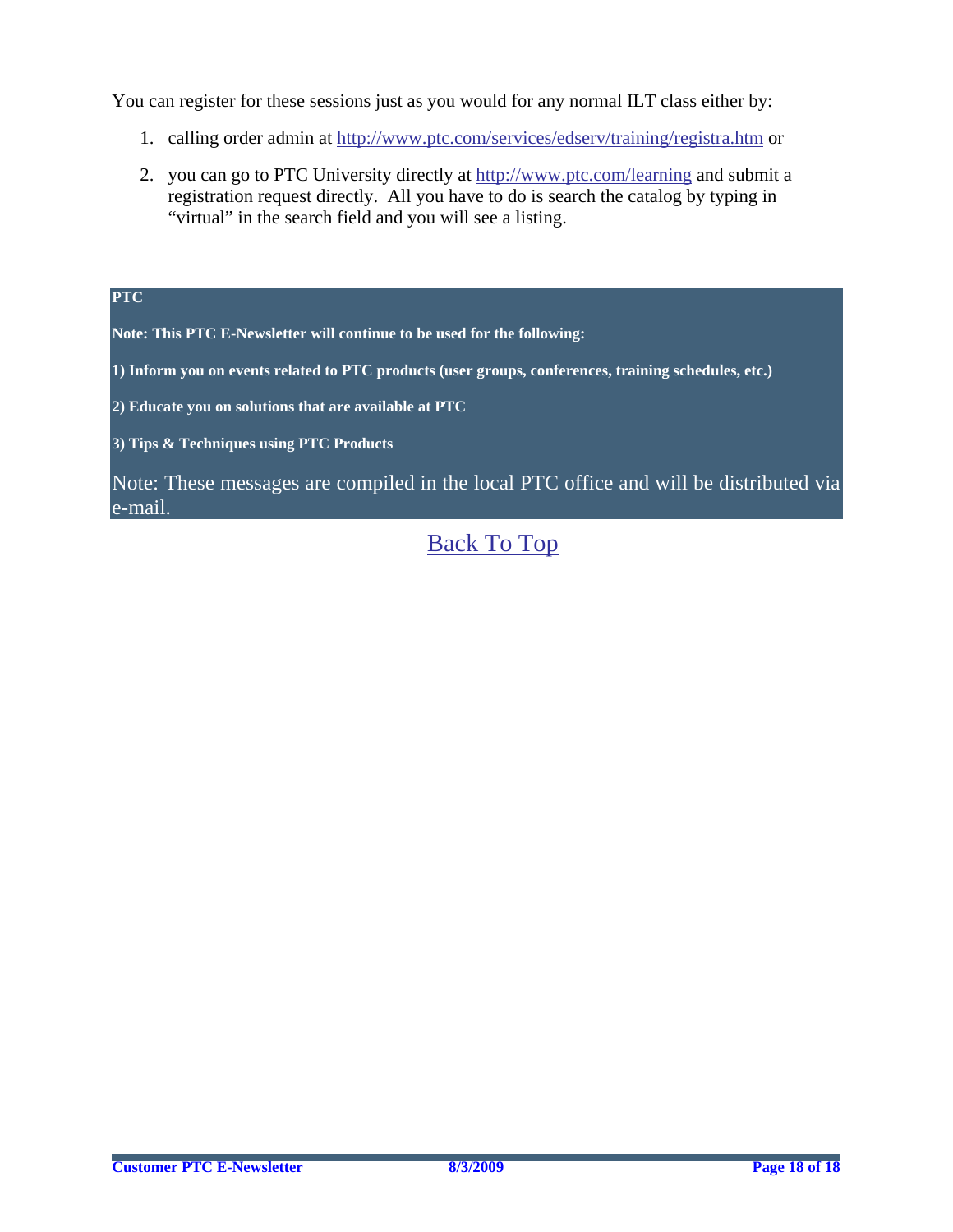You can register for these sessions just as you would for any normal ILT class either by:

1. calling order admin at http://www.ptc.com/services/edserv/training/registra.htm or
2. you can go to PTC University directly at http://www.ptc.com/learning and submit a registration request directly. All you have to do is search the catalog by typing in "virtual" in the search field and you will see a listing.

**PTC**

**Note: This PTC E-Newsletter will continue to be used for the following:**

**1) Inform you on events related to PTC products (user groups, conferences, training schedules, etc.)**

**2) Educate you on solutions that are available at PTC**

**3) Tips & Techniques using PTC Products**

Note: These messages are compiled in the local PTC office and will be distributed via e-mail.

Back To Top